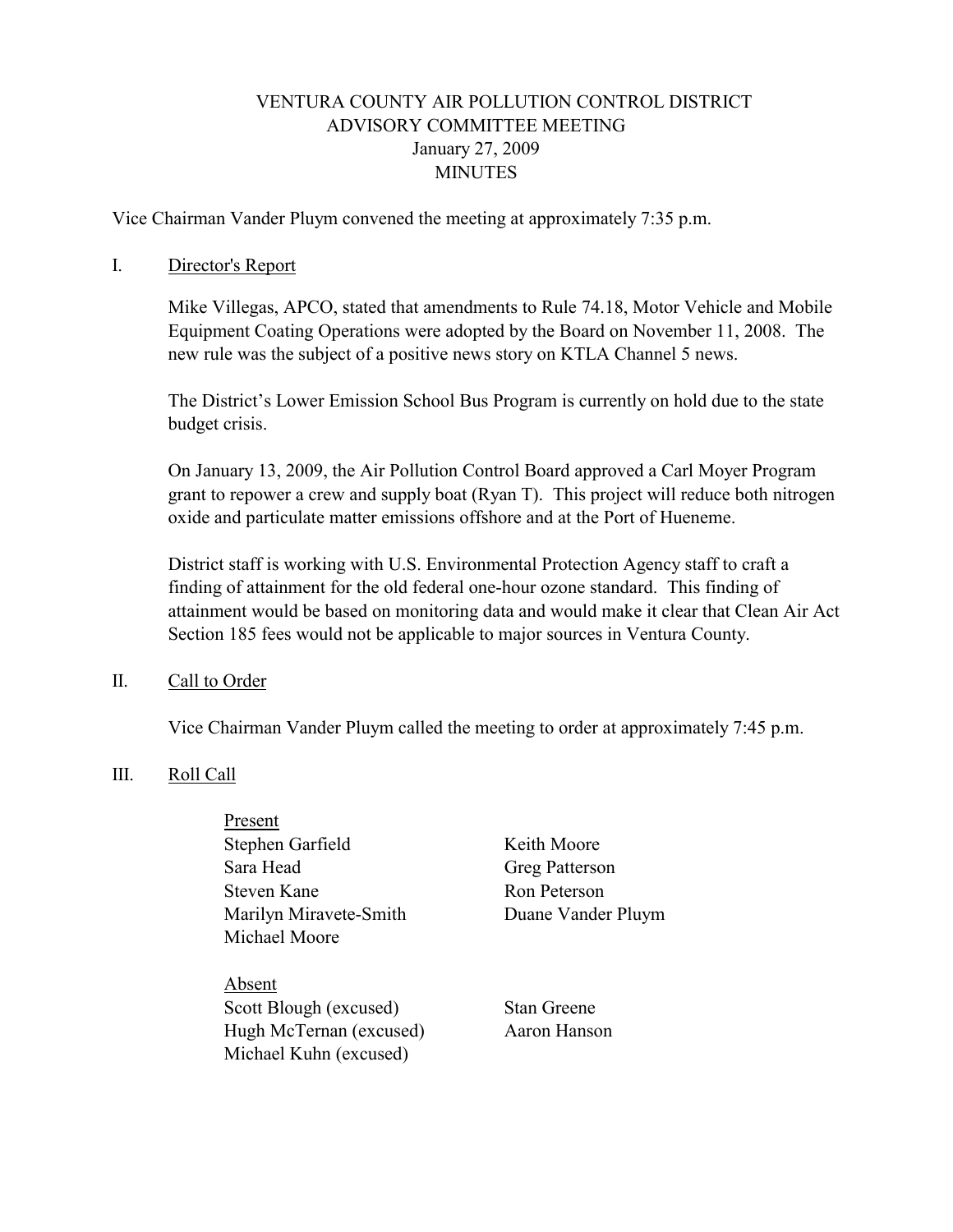# VENTURA COUNTY AIR POLLUTION CONTROL DISTRICT
## ADVISORY COMMITTEE MEETING
### January 27, 2009
### MINUTES

Vice Chairman Vander Pluym convened the meeting at approximately 7:35 p.m.

I. Director's Report

Mike Villegas, APCO, stated that amendments to Rule 74.18, Motor Vehicle and Mobile Equipment Coating Operations were adopted by the Board on November 11, 2008. The new rule was the subject of a positive news story on KTLA Channel 5 news.

The District's Lower Emission School Bus Program is currently on hold due to the state budget crisis.

On January 13, 2009, the Air Pollution Control Board approved a Carl Moyer Program grant to repower a crew and supply boat (Ryan T). This project will reduce both nitrogen oxide and particulate matter emissions offshore and at the Port of Hueneme.

District staff is working with U.S. Environmental Protection Agency staff to craft a finding of attainment for the old federal one-hour ozone standard. This finding of attainment would be based on monitoring data and would make it clear that Clean Air Act Section 185 fees would not be applicable to major sources in Ventura County.

II. Call to Order

Vice Chairman Vander Pluym called the meeting to order at approximately 7:45 p.m.

III. Roll Call

Present

- Stephen Garfield
- Sara Head
- Steven Kane
- Marilyn Miravete-Smith
- Michael Moore
- Keith Moore
- Greg Patterson
- Ron Peterson
- Duane Vander Pluym

Absent

- Scott Blough (excused)
- Hugh McTernan (excused)
- Michael Kuhn (excused)
- Stan Greene
- Aaron Hanson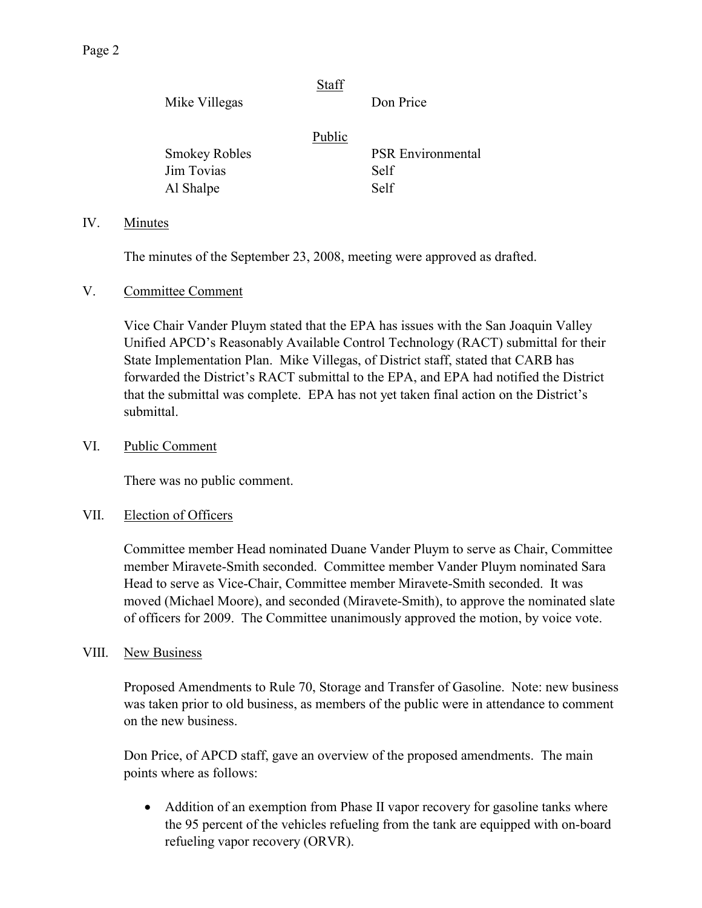Staff

| | |
|---|---|
| Mike Villegas | Don Price |

Public

| | |
|---|---|
| Smokey Robles | PSR Environmental |
| Jim Tovias | Self |
| Al Shalpe | Self |

IV. Minutes

The minutes of the September 23, 2008, meeting were approved as drafted.

V. Committee Comment

Vice Chair Vander Pluym stated that the EPA has issues with the San Joaquin Valley Unified APCD's Reasonably Available Control Technology (RACT) submittal for their State Implementation Plan. Mike Villegas, of District staff, stated that CARB has forwarded the District's RACT submittal to the EPA, and EPA had notified the District that the submittal was complete. EPA has not yet taken final action on the District's submittal.

VI. Public Comment

There was no public comment.

VII. Election of Officers

Committee member Head nominated Duane Vander Pluym to serve as Chair, Committee member Miravete-Smith seconded. Committee member Vander Pluym nominated Sara Head to serve as Vice-Chair, Committee member Miravete-Smith seconded. It was moved (Michael Moore), and seconded (Miravete-Smith), to approve the nominated slate of officers for 2009. The Committee unanimously approved the motion, by voice vote.

VIII. New Business

Proposed Amendments to Rule 70, Storage and Transfer of Gasoline. Note: new business was taken prior to old business, as members of the public were in attendance to comment on the new business.

Don Price, of APCD staff, gave an overview of the proposed amendments. The main points where as follows:

- Addition of an exemption from Phase II vapor recovery for gasoline tanks where the 95 percent of the vehicles refueling from the tank are equipped with on-board refueling vapor recovery (ORVR).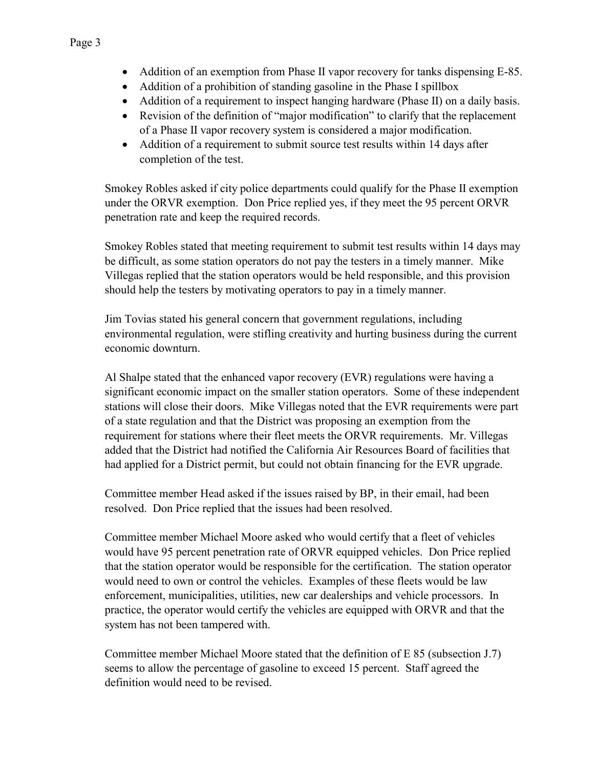- Addition of an exemption from Phase II vapor recovery for tanks dispensing E-85.
- Addition of a prohibition of standing gasoline in the Phase I spillbox
- Addition of a requirement to inspect hanging hardware (Phase II) on a daily basis.
- Revision of the definition of "major modification" to clarify that the replacement of a Phase II vapor recovery system is considered a major modification.
- Addition of a requirement to submit source test results within 14 days after completion of the test.

Smokey Robles asked if city police departments could qualify for the Phase II exemption under the ORVR exemption. Don Price replied yes, if they meet the 95 percent ORVR penetration rate and keep the required records.

Smokey Robles stated that meeting requirement to submit test results within 14 days may be difficult, as some station operators do not pay the testers in a timely manner. Mike Villegas replied that the station operators would be held responsible, and this provision should help the testers by motivating operators to pay in a timely manner.

Jim Tovias stated his general concern that government regulations, including environmental regulation, were stifling creativity and hurting business during the current economic downturn.

Al Shalpe stated that the enhanced vapor recovery (EVR) regulations were having a significant economic impact on the smaller station operators. Some of these independent stations will close their doors. Mike Villegas noted that the EVR requirements were part of a state regulation and that the District was proposing an exemption from the requirement for stations where their fleet meets the ORVR requirements. Mr. Villegas added that the District had notified the California Air Resources Board of facilities that had applied for a District permit, but could not obtain financing for the EVR upgrade.

Committee member Head asked if the issues raised by BP, in their email, had been resolved. Don Price replied that the issues had been resolved.

Committee member Michael Moore asked who would certify that a fleet of vehicles would have 95 percent penetration rate of ORVR equipped vehicles. Don Price replied that the station operator would be responsible for the certification. The station operator would need to own or control the vehicles. Examples of these fleets would be law enforcement, municipalities, utilities, new car dealerships and vehicle processors. In practice, the operator would certify the vehicles are equipped with ORVR and that the system has not been tampered with.

Committee member Michael Moore stated that the definition of E 85 (subsection J.7) seems to allow the percentage of gasoline to exceed 15 percent. Staff agreed the definition would need to be revised.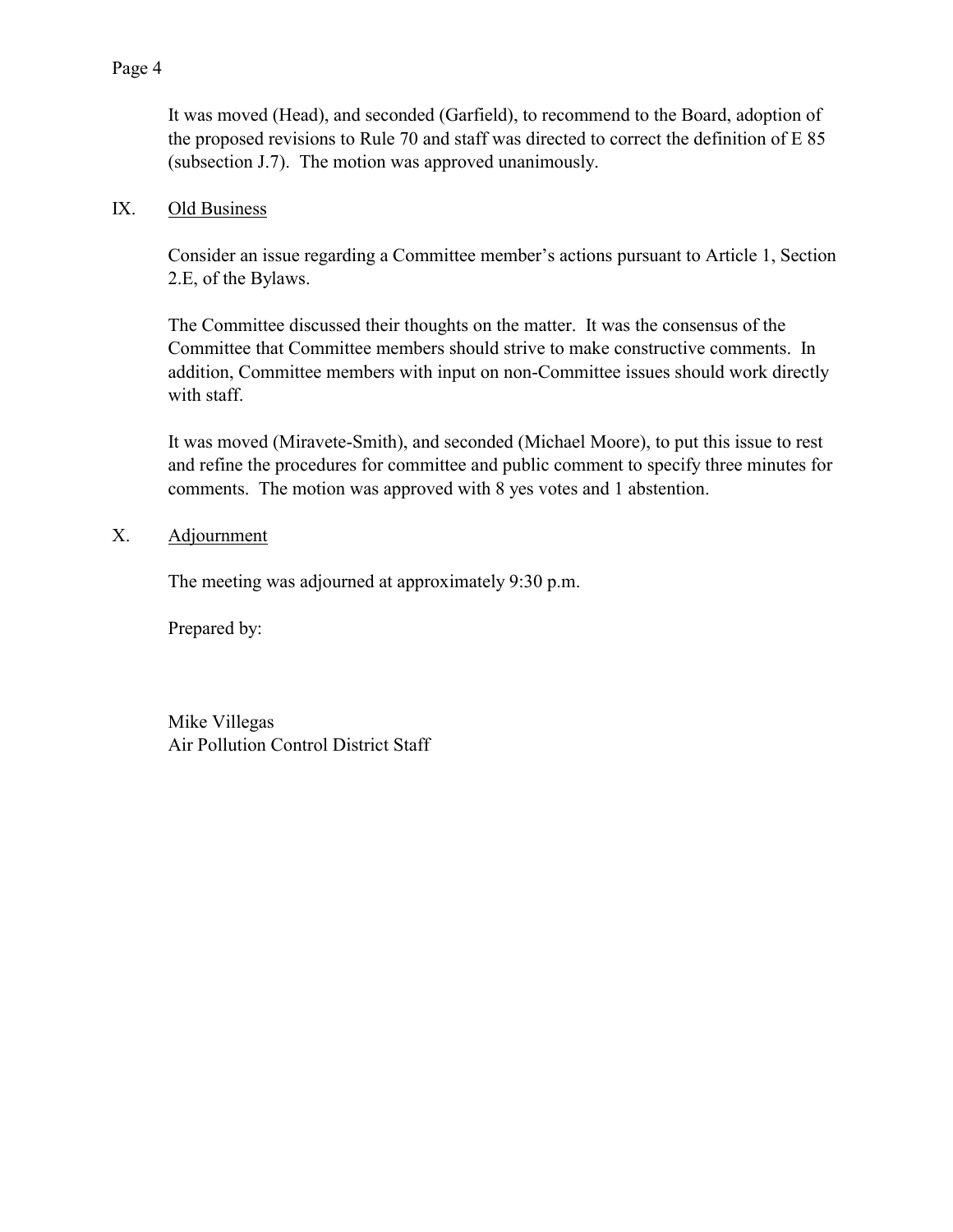It was moved (Head), and seconded (Garfield), to recommend to the Board, adoption of the proposed revisions to Rule 70 and staff was directed to correct the definition of E 85 (subsection J.7). The motion was approved unanimously.

## IX. Old Business

Consider an issue regarding a Committee member's actions pursuant to Article 1, Section 2.E, of the Bylaws.

The Committee discussed their thoughts on the matter. It was the consensus of the Committee that Committee members should strive to make constructive comments. In addition, Committee members with input on non-Committee issues should work directly with staff.

It was moved (Miravete-Smith), and seconded (Michael Moore), to put this issue to rest and refine the procedures for committee and public comment to specify three minutes for comments. The motion was approved with 8 yes votes and 1 abstention.

## X. Adjournment

The meeting was adjourned at approximately 9:30 p.m.

Prepared by:

Mike Villegas
Air Pollution Control District Staff